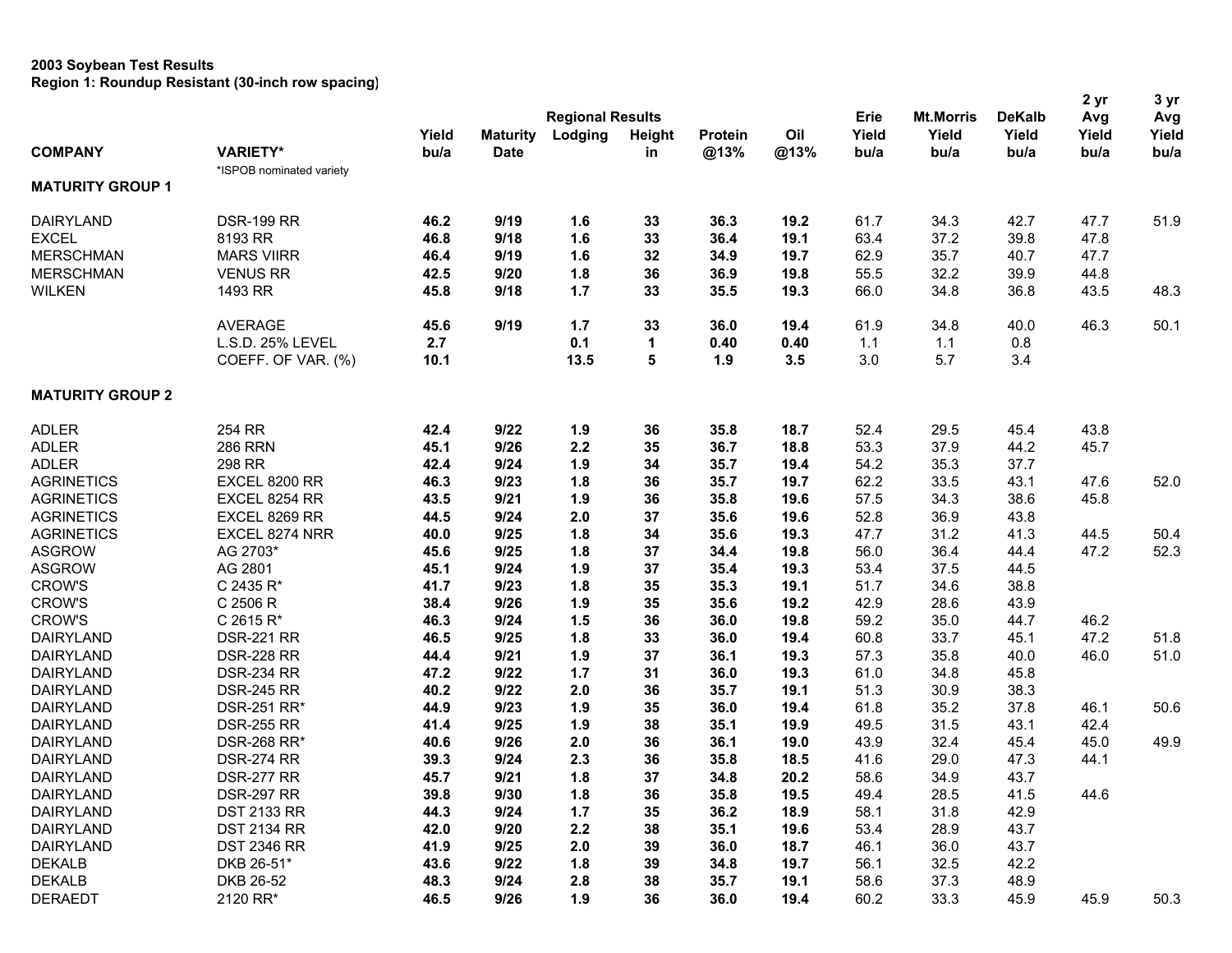**2003 Soybean Test Results**
**Region 1: Roundup Resistant (30-inch row spacing)**

| COMPANY | VARIETY* | Yield bu/a | Maturity Date | Regional Results Lodging | Height in | Protein @13% | Oil @13% | Erie Yield bu/a | Mt.Morris Yield bu/a | DeKalb Yield bu/a | 2 yr Avg Yield bu/a | 3 yr Avg Yield bu/a |
|---|---|---|---|---|---|---|---|---|---|---|---|---|
| | *ISPOB nominated variety | | | | | | | | | | | |
| **MATURITY GROUP 1** | | | | | | | | | | | | |
| DAIRYLAND | DSR-199 RR | **46.2** | **9/19** | **1.6** | **33** | **36.3** | **19.2** | 61.7 | 34.3 | 42.7 | 47.7 | 51.9 |
| EXCEL | 8193 RR | **46.8** | **9/18** | **1.6** | **33** | **36.4** | **19.1** | 63.4 | 37.2 | 39.8 | 47.8 | |
| MERSCHMAN | MARS VIIRR | **46.4** | **9/19** | **1.6** | **32** | **34.9** | **19.7** | 62.9 | 35.7 | 40.7 | 47.7 | |
| MERSCHMAN | VENUS RR | **42.5** | **9/20** | **1.8** | **36** | **36.9** | **19.8** | 55.5 | 32.2 | 39.9 | 44.8 | |
| WILKEN | 1493 RR | **45.8** | **9/18** | **1.7** | **33** | **35.5** | **19.3** | 66.0 | 34.8 | 36.8 | 43.5 | 48.3 |
| | AVERAGE | **45.6** | **9/19** | **1.7** | **33** | **36.0** | **19.4** | 61.9 | 34.8 | 40.0 | 46.3 | 50.1 |
| | L.S.D. 25% LEVEL | **2.7** | | **0.1** | **1** | **0.40** | **0.40** | 1.1 | 1.1 | 0.8 | | |
| | COEFF. OF VAR. (%) | **10.1** | | **13.5** | **5** | **1.9** | **3.5** | 3.0 | 5.7 | 3.4 | | |
| **MATURITY GROUP 2** | | | | | | | | | | | | |
| ADLER | 254 RR | **42.4** | **9/22** | **1.9** | **36** | **35.8** | **18.7** | 52.4 | 29.5 | 45.4 | 43.8 | |
| ADLER | 286 RRN | **45.1** | **9/26** | **2.2** | **35** | **36.7** | **18.8** | 53.3 | 37.9 | 44.2 | 45.7 | |
| ADLER | 298 RR | **42.4** | **9/24** | **1.9** | **34** | **35.7** | **19.4** | 54.2 | 35.3 | 37.7 | | |
| AGRINETICS | EXCEL 8200 RR | **46.3** | **9/23** | **1.8** | **36** | **35.7** | **19.7** | 62.2 | 33.5 | 43.1 | 47.6 | 52.0 |
| AGRINETICS | EXCEL 8254 RR | **43.5** | **9/21** | **1.9** | **36** | **35.8** | **19.6** | 57.5 | 34.3 | 38.6 | 45.8 | |
| AGRINETICS | EXCEL 8269 RR | **44.5** | **9/24** | **2.0** | **37** | **35.6** | **19.6** | 52.8 | 36.9 | 43.8 | | |
| AGRINETICS | EXCEL 8274 NRR | **40.0** | **9/25** | **1.8** | **34** | **35.6** | **19.3** | 47.7 | 31.2 | 41.3 | 44.5 | 50.4 |
| ASGROW | AG 2703* | **45.6** | **9/25** | **1.8** | **37** | **34.4** | **19.8** | 56.0 | 36.4 | 44.4 | 47.2 | 52.3 |
| ASGROW | AG 2801 | **45.1** | **9/24** | **1.9** | **37** | **35.4** | **19.3** | 53.4 | 37.5 | 44.5 | | |
| CROW'S | C 2435 R* | **41.7** | **9/23** | **1.8** | **35** | **35.3** | **19.1** | 51.7 | 34.6 | 38.8 | | |
| CROW'S | C 2506 R | **38.4** | **9/26** | **1.9** | **35** | **35.6** | **19.2** | 42.9 | 28.6 | 43.9 | | |
| CROW'S | C 2615 R* | **46.3** | **9/24** | **1.5** | **36** | **36.0** | **19.8** | 59.2 | 35.0 | 44.7 | 46.2 | |
| DAIRYLAND | DSR-221 RR | **46.5** | **9/25** | **1.8** | **33** | **36.0** | **19.4** | 60.8 | 33.7 | 45.1 | 47.2 | 51.8 |
| DAIRYLAND | DSR-228 RR | **44.4** | **9/21** | **1.9** | **37** | **36.1** | **19.3** | 57.3 | 35.8 | 40.0 | 46.0 | 51.0 |
| DAIRYLAND | DSR-234 RR | **47.2** | **9/22** | **1.7** | **31** | **36.0** | **19.3** | 61.0 | 34.8 | 45.8 | | |
| DAIRYLAND | DSR-245 RR | **40.2** | **9/22** | **2.0** | **36** | **35.7** | **19.1** | 51.3 | 30.9 | 38.3 | | |
| DAIRYLAND | DSR-251 RR* | **44.9** | **9/23** | **1.9** | **35** | **36.0** | **19.4** | 61.8 | 35.2 | 37.8 | 46.1 | 50.6 |
| DAIRYLAND | DSR-255 RR | **41.4** | **9/25** | **1.9** | **38** | **35.1** | **19.9** | 49.5 | 31.5 | 43.1 | 42.4 | |
| DAIRYLAND | DSR-268 RR* | **40.6** | **9/26** | **2.0** | **36** | **36.1** | **19.0** | 43.9 | 32.4 | 45.4 | 45.0 | 49.9 |
| DAIRYLAND | DSR-274 RR | **39.3** | **9/24** | **2.3** | **36** | **35.8** | **18.5** | 41.6 | 29.0 | 47.3 | 44.1 | |
| DAIRYLAND | DSR-277 RR | **45.7** | **9/21** | **1.8** | **37** | **34.8** | **20.2** | 58.6 | 34.9 | 43.7 | | |
| DAIRYLAND | DSR-297 RR | **39.8** | **9/30** | **1.8** | **36** | **35.8** | **19.5** | 49.4 | 28.5 | 41.5 | 44.6 | |
| DAIRYLAND | DST 2133 RR | **44.3** | **9/24** | **1.7** | **35** | **36.2** | **18.9** | 58.1 | 31.8 | 42.9 | | |
| DAIRYLAND | DST 2134 RR | **42.0** | **9/20** | **2.2** | **38** | **35.1** | **19.6** | 53.4 | 28.9 | 43.7 | | |
| DAIRYLAND | DST 2346 RR | **41.9** | **9/25** | **2.0** | **39** | **36.0** | **18.7** | 46.1 | 36.0 | 43.7 | | |
| DEKALB | DKB 26-51* | **43.6** | **9/22** | **1.8** | **39** | **34.8** | **19.7** | 56.1 | 32.5 | 42.2 | | |
| DEKALB | DKB 26-52 | **48.3** | **9/24** | **2.8** | **38** | **35.7** | **19.1** | 58.6 | 37.3 | 48.9 | | |
| DERAEDT | 2120 RR* | **46.5** | **9/26** | **1.9** | **36** | **36.0** | **19.4** | 60.2 | 33.3 | 45.9 | 45.9 | 50.3 |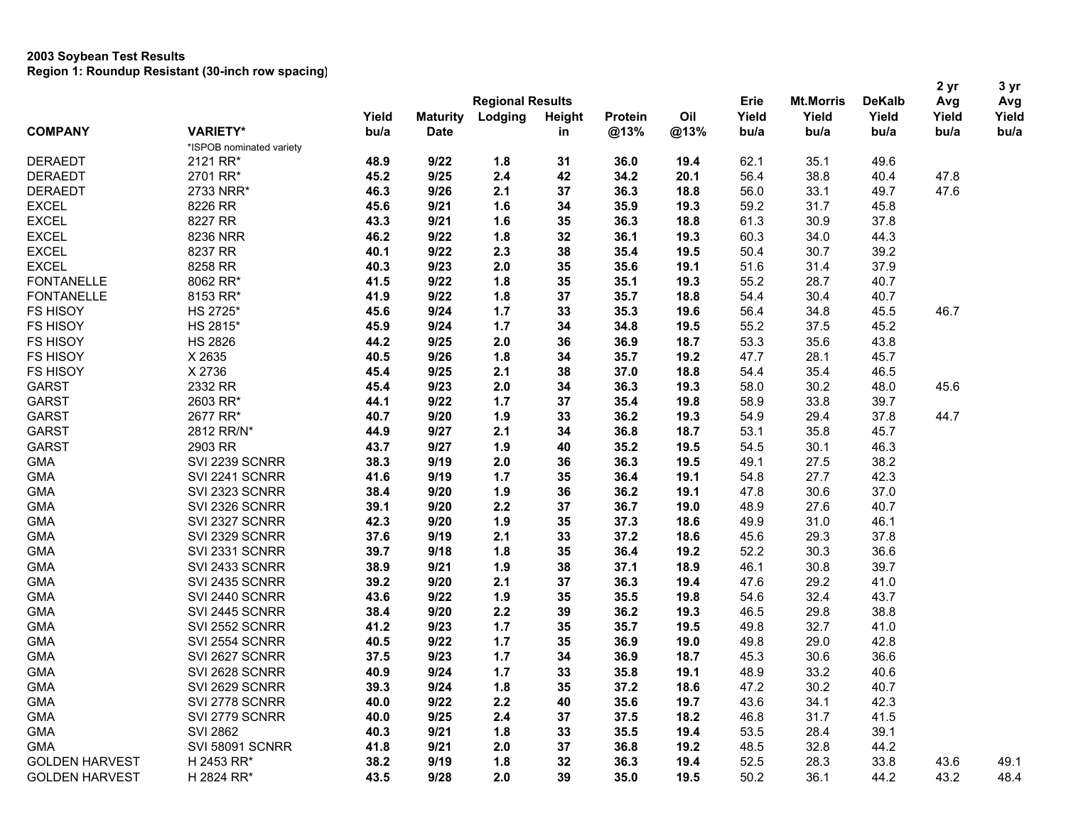**2003 Soybean Test Results**
**Region 1: Roundup Resistant (30-inch row spacing)**

| | | Regional Results | | | | | | Erie | Mt.Morris | DeKalb | 2 yr Avg | 3 yr Avg |
|---|---|---|---|---|---|---|---|---|---|---|---|---|
| | | Yield | Maturity | Lodging | Height | Protein | Oil | Yield | Yield | Yield | Yield | Yield |
| **COMPANY** | **VARIETY*** | **bu/a** | **Date** | | **in** | **@13%** | **@13%** | **bu/a** | **bu/a** | **bu/a** | **bu/a** | **bu/a** |
| | *ISPOB nominated variety | | | | | | | | | | | |
| DERAEDT | 2121 RR* | **48.9** | **9/22** | **1.8** | **31** | **36.0** | **19.4** | 62.1 | 35.1 | 49.6 | | |
| DERAEDT | 2701 RR* | **45.2** | **9/25** | **2.4** | **42** | **34.2** | **20.1** | 56.4 | 38.8 | 40.4 | 47.8 | |
| DERAEDT | 2733 NRR* | **46.3** | **9/26** | **2.1** | **37** | **36.3** | **18.8** | 56.0 | 33.1 | 49.7 | 47.6 | |
| EXCEL | 8226 RR | **45.6** | **9/21** | **1.6** | **34** | **35.9** | **19.3** | 59.2 | 31.7 | 45.8 | | |
| EXCEL | 8227 RR | **43.3** | **9/21** | **1.6** | **35** | **36.3** | **18.8** | 61.3 | 30.9 | 37.8 | | |
| EXCEL | 8236 NRR | **46.2** | **9/22** | **1.8** | **32** | **36.1** | **19.3** | 60.3 | 34.0 | 44.3 | | |
| EXCEL | 8237 RR | **40.1** | **9/22** | **2.3** | **38** | **35.4** | **19.5** | 50.4 | 30.7 | 39.2 | | |
| EXCEL | 8258 RR | **40.3** | **9/23** | **2.0** | **35** | **35.6** | **19.1** | 51.6 | 31.4 | 37.9 | | |
| FONTANELLE | 8062 RR* | **41.5** | **9/22** | **1.8** | **35** | **35.1** | **19.3** | 55.2 | 28.7 | 40.7 | | |
| FONTANELLE | 8153 RR* | **41.9** | **9/22** | **1.8** | **37** | **35.7** | **18.8** | 54.4 | 30.4 | 40.7 | | |
| FS HISOY | HS 2725* | **45.6** | **9/24** | **1.7** | **33** | **35.3** | **19.6** | 56.4 | 34.8 | 45.5 | 46.7 | |
| FS HISOY | HS 2815* | **45.9** | **9/24** | **1.7** | **34** | **34.8** | **19.5** | 55.2 | 37.5 | 45.2 | | |
| FS HISOY | HS 2826 | **44.2** | **9/25** | **2.0** | **36** | **36.9** | **18.7** | 53.3 | 35.6 | 43.8 | | |
| FS HISOY | X 2635 | **40.5** | **9/26** | **1.8** | **34** | **35.7** | **19.2** | 47.7 | 28.1 | 45.7 | | |
| FS HISOY | X 2736 | **45.4** | **9/25** | **2.1** | **38** | **37.0** | **18.8** | 54.4 | 35.4 | 46.5 | | |
| GARST | 2332 RR | **45.4** | **9/23** | **2.0** | **34** | **36.3** | **19.3** | 58.0 | 30.2 | 48.0 | 45.6 | |
| GARST | 2603 RR* | **44.1** | **9/22** | **1.7** | **37** | **35.4** | **19.8** | 58.9 | 33.8 | 39.7 | | |
| GARST | 2677 RR* | **40.7** | **9/20** | **1.9** | **33** | **36.2** | **19.3** | 54.9 | 29.4 | 37.8 | 44.7 | |
| GARST | 2812 RR/N* | **44.9** | **9/27** | **2.1** | **34** | **36.8** | **18.7** | 53.1 | 35.8 | 45.7 | | |
| GARST | 2903 RR | **43.7** | **9/27** | **1.9** | **40** | **35.2** | **19.5** | 54.5 | 30.1 | 46.3 | | |
| GMA | SVI 2239 SCNRR | **38.3** | **9/19** | **2.0** | **36** | **36.3** | **19.5** | 49.1 | 27.5 | 38.2 | | |
| GMA | SVI 2241 SCNRR | **41.6** | **9/19** | **1.7** | **35** | **36.4** | **19.1** | 54.8 | 27.7 | 42.3 | | |
| GMA | SVI 2323 SCNRR | **38.4** | **9/20** | **1.9** | **36** | **36.2** | **19.1** | 47.8 | 30.6 | 37.0 | | |
| GMA | SVI 2326 SCNRR | **39.1** | **9/20** | **2.2** | **37** | **36.7** | **19.0** | 48.9 | 27.6 | 40.7 | | |
| GMA | SVI 2327 SCNRR | **42.3** | **9/20** | **1.9** | **35** | **37.3** | **18.6** | 49.9 | 31.0 | 46.1 | | |
| GMA | SVI 2329 SCNRR | **37.6** | **9/19** | **2.1** | **33** | **37.2** | **18.6** | 45.6 | 29.3 | 37.8 | | |
| GMA | SVI 2331 SCNRR | **39.7** | **9/18** | **1.8** | **35** | **36.4** | **19.2** | 52.2 | 30.3 | 36.6 | | |
| GMA | SVI 2433 SCNRR | **38.9** | **9/21** | **1.9** | **38** | **37.1** | **18.9** | 46.1 | 30.8 | 39.7 | | |
| GMA | SVI 2435 SCNRR | **39.2** | **9/20** | **2.1** | **37** | **36.3** | **19.4** | 47.6 | 29.2 | 41.0 | | |
| GMA | SVI 2440 SCNRR | **43.6** | **9/22** | **1.9** | **35** | **35.5** | **19.8** | 54.6 | 32.4 | 43.7 | | |
| GMA | SVI 2445 SCNRR | **38.4** | **9/20** | **2.2** | **39** | **36.2** | **19.3** | 46.5 | 29.8 | 38.8 | | |
| GMA | SVI 2552 SCNRR | **41.2** | **9/23** | **1.7** | **35** | **35.7** | **19.5** | 49.8 | 32.7 | 41.0 | | |
| GMA | SVI 2554 SCNRR | **40.5** | **9/22** | **1.7** | **35** | **36.9** | **19.0** | 49.8 | 29.0 | 42.8 | | |
| GMA | SVI 2627 SCNRR | **37.5** | **9/23** | **1.7** | **34** | **36.9** | **18.7** | 45.3 | 30.6 | 36.6 | | |
| GMA | SVI 2628 SCNRR | **40.9** | **9/24** | **1.7** | **33** | **35.8** | **19.1** | 48.9 | 33.2 | 40.6 | | |
| GMA | SVI 2629 SCNRR | **39.3** | **9/24** | **1.8** | **35** | **37.2** | **18.6** | 47.2 | 30.2 | 40.7 | | |
| GMA | SVI 2778 SCNRR | **40.0** | **9/22** | **2.2** | **40** | **35.6** | **19.7** | 43.6 | 34.1 | 42.3 | | |
| GMA | SVI 2779 SCNRR | **40.0** | **9/25** | **2.4** | **37** | **37.5** | **18.2** | 46.8 | 31.7 | 41.5 | | |
| GMA | SVI 2862 | **40.3** | **9/21** | **1.8** | **33** | **35.5** | **19.4** | 53.5 | 28.4 | 39.1 | | |
| GMA | SVI 58091 SCNRR | **41.8** | **9/21** | **2.0** | **37** | **36.8** | **19.2** | 48.5 | 32.8 | 44.2 | | |
| GOLDEN HARVEST | H 2453 RR* | **38.2** | **9/19** | **1.8** | **32** | **36.3** | **19.4** | 52.5 | 28.3 | 33.8 | 43.6 | 49.1 |
| GOLDEN HARVEST | H 2824 RR* | **43.5** | **9/28** | **2.0** | **39** | **35.0** | **19.5** | 50.2 | 36.1 | 44.2 | 43.2 | 48.4 |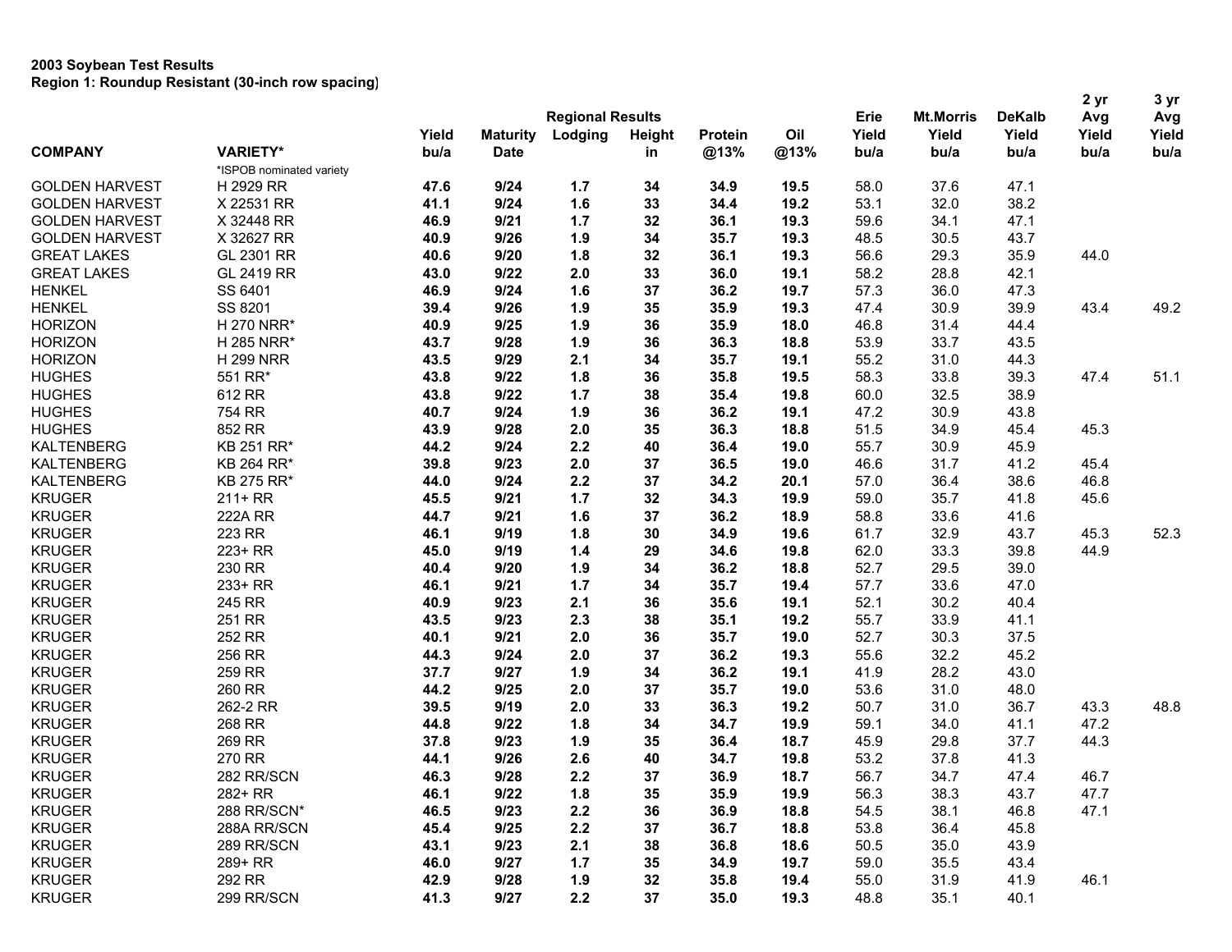**2003 Soybean Test Results**
**Region 1: Roundup Resistant (30-inch row spacing)**

| COMPANY | VARIETY* | Regional Results Yield bu/a | Maturity Date | Lodging | Height in | Protein @13% | Oil @13% | Erie Yield bu/a | Mt.Morris Yield bu/a | DeKalb Yield bu/a | 2 yr Avg Yield bu/a | 3 yr Avg Yield bu/a |
|---|---|---|---|---|---|---|---|---|---|---|---|---|
| | *ISPOB nominated variety | | | | | | | | | | | |
| GOLDEN HARVEST | H 2929 RR | **47.6** | **9/24** | **1.7** | **34** | **34.9** | **19.5** | 58.0 | 37.6 | 47.1 | | |
| GOLDEN HARVEST | X 22531 RR | **41.1** | **9/24** | **1.6** | **33** | **34.4** | **19.2** | 53.1 | 32.0 | 38.2 | | |
| GOLDEN HARVEST | X 32448 RR | **46.9** | **9/21** | **1.7** | **32** | **36.1** | **19.3** | 59.6 | 34.1 | 47.1 | | |
| GOLDEN HARVEST | X 32627 RR | **40.9** | **9/26** | **1.9** | **34** | **35.7** | **19.3** | 48.5 | 30.5 | 43.7 | | |
| GREAT LAKES | GL 2301 RR | **40.6** | **9/20** | **1.8** | **32** | **36.1** | **19.3** | 56.6 | 29.3 | 35.9 | 44.0 | |
| GREAT LAKES | GL 2419 RR | **43.0** | **9/22** | **2.0** | **33** | **36.0** | **19.1** | 58.2 | 28.8 | 42.1 | | |
| HENKEL | SS 6401 | **46.9** | **9/24** | **1.6** | **37** | **36.2** | **19.7** | 57.3 | 36.0 | 47.3 | | |
| HENKEL | SS 8201 | **39.4** | **9/26** | **1.9** | **35** | **35.9** | **19.3** | 47.4 | 30.9 | 39.9 | 43.4 | 49.2 |
| HORIZON | H 270 NRR* | **40.9** | **9/25** | **1.9** | **36** | **35.9** | **18.0** | 46.8 | 31.4 | 44.4 | | |
| HORIZON | H 285 NRR* | **43.7** | **9/28** | **1.9** | **36** | **36.3** | **18.8** | 53.9 | 33.7 | 43.5 | | |
| HORIZON | H 299 NRR | **43.5** | **9/29** | **2.1** | **34** | **35.7** | **19.1** | 55.2 | 31.0 | 44.3 | | |
| HUGHES | 551 RR* | **43.8** | **9/22** | **1.8** | **36** | **35.8** | **19.5** | 58.3 | 33.8 | 39.3 | 47.4 | 51.1 |
| HUGHES | 612 RR | **43.8** | **9/22** | **1.7** | **38** | **35.4** | **19.8** | 60.0 | 32.5 | 38.9 | | |
| HUGHES | 754 RR | **40.7** | **9/24** | **1.9** | **36** | **36.2** | **19.1** | 47.2 | 30.9 | 43.8 | | |
| HUGHES | 852 RR | **43.9** | **9/28** | **2.0** | **35** | **36.3** | **18.8** | 51.5 | 34.9 | 45.4 | 45.3 | |
| KALTENBERG | KB 251 RR* | **44.2** | **9/24** | **2.2** | **40** | **36.4** | **19.0** | 55.7 | 30.9 | 45.9 | | |
| KALTENBERG | KB 264 RR* | **39.8** | **9/23** | **2.0** | **37** | **36.5** | **19.0** | 46.6 | 31.7 | 41.2 | 45.4 | |
| KALTENBERG | KB 275 RR* | **44.0** | **9/24** | **2.2** | **37** | **34.2** | **20.1** | 57.0 | 36.4 | 38.6 | 46.8 | |
| KRUGER | 211+ RR | **45.5** | **9/21** | **1.7** | **32** | **34.3** | **19.9** | 59.0 | 35.7 | 41.8 | 45.6 | |
| KRUGER | 222A RR | **44.7** | **9/21** | **1.6** | **37** | **36.2** | **18.9** | 58.8 | 33.6 | 41.6 | | |
| KRUGER | 223 RR | **46.1** | **9/19** | **1.8** | **30** | **34.9** | **19.6** | 61.7 | 32.9 | 43.7 | 45.3 | 52.3 |
| KRUGER | 223+ RR | **45.0** | **9/19** | **1.4** | **29** | **34.6** | **19.8** | 62.0 | 33.3 | 39.8 | 44.9 | |
| KRUGER | 230 RR | **40.4** | **9/20** | **1.9** | **34** | **36.2** | **18.8** | 52.7 | 29.5 | 39.0 | | |
| KRUGER | 233+ RR | **46.1** | **9/21** | **1.7** | **34** | **35.7** | **19.4** | 57.7 | 33.6 | 47.0 | | |
| KRUGER | 245 RR | **40.9** | **9/23** | **2.1** | **36** | **35.6** | **19.1** | 52.1 | 30.2 | 40.4 | | |
| KRUGER | 251 RR | **43.5** | **9/23** | **2.3** | **38** | **35.1** | **19.2** | 55.7 | 33.9 | 41.1 | | |
| KRUGER | 252 RR | **40.1** | **9/21** | **2.0** | **36** | **35.7** | **19.0** | 52.7 | 30.3 | 37.5 | | |
| KRUGER | 256 RR | **44.3** | **9/24** | **2.0** | **37** | **36.2** | **19.3** | 55.6 | 32.2 | 45.2 | | |
| KRUGER | 259 RR | **37.7** | **9/27** | **1.9** | **34** | **36.2** | **19.1** | 41.9 | 28.2 | 43.0 | | |
| KRUGER | 260 RR | **44.2** | **9/25** | **2.0** | **37** | **35.7** | **19.0** | 53.6 | 31.0 | 48.0 | | |
| KRUGER | 262-2 RR | **39.5** | **9/19** | **2.0** | **33** | **36.3** | **19.2** | 50.7 | 31.0 | 36.7 | 43.3 | 48.8 |
| KRUGER | 268 RR | **44.8** | **9/22** | **1.8** | **34** | **34.7** | **19.9** | 59.1 | 34.0 | 41.1 | 47.2 | |
| KRUGER | 269 RR | **37.8** | **9/23** | **1.9** | **35** | **36.4** | **18.7** | 45.9 | 29.8 | 37.7 | 44.3 | |
| KRUGER | 270 RR | **44.1** | **9/26** | **2.6** | **40** | **34.7** | **19.8** | 53.2 | 37.8 | 41.3 | | |
| KRUGER | 282 RR/SCN | **46.3** | **9/28** | **2.2** | **37** | **36.9** | **18.7** | 56.7 | 34.7 | 47.4 | 46.7 | |
| KRUGER | 282+ RR | **46.1** | **9/22** | **1.8** | **35** | **35.9** | **19.9** | 56.3 | 38.3 | 43.7 | 47.7 | |
| KRUGER | 288 RR/SCN* | **46.5** | **9/23** | **2.2** | **36** | **36.9** | **18.8** | 54.5 | 38.1 | 46.8 | 47.1 | |
| KRUGER | 288A RR/SCN | **45.4** | **9/25** | **2.2** | **37** | **36.7** | **18.8** | 53.8 | 36.4 | 45.8 | | |
| KRUGER | 289 RR/SCN | **43.1** | **9/23** | **2.1** | **38** | **36.8** | **18.6** | 50.5 | 35.0 | 43.9 | | |
| KRUGER | 289+ RR | **46.0** | **9/27** | **1.7** | **35** | **34.9** | **19.7** | 59.0 | 35.5 | 43.4 | | |
| KRUGER | 292 RR | **42.9** | **9/28** | **1.9** | **32** | **35.8** | **19.4** | 55.0 | 31.9 | 41.9 | 46.1 | |
| KRUGER | 299 RR/SCN | **41.3** | **9/27** | **2.2** | **37** | **35.0** | **19.3** | 48.8 | 35.1 | 40.1 | | |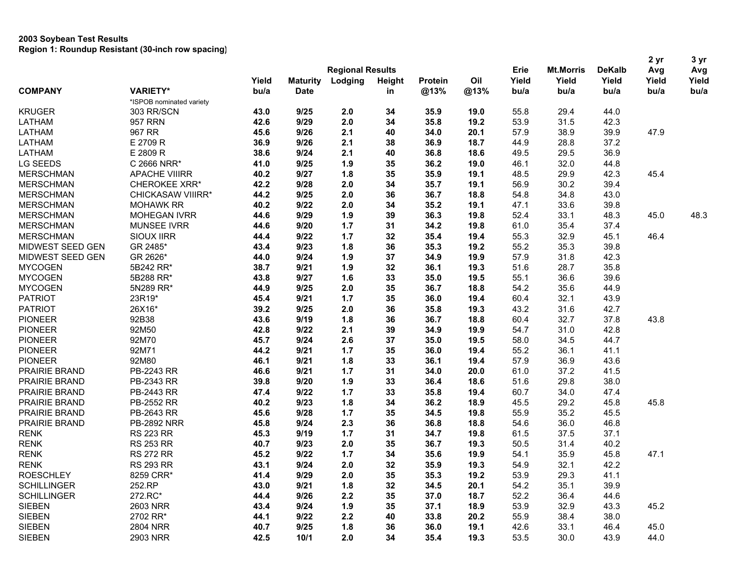**2003 Soybean Test Results**
**Region 1: Roundup Resistant (30-inch row spacing)**

| COMPANY | VARIETY* | Yield bu/a | Maturity Date | Regional Results Lodging | Height in | Protein @13% | Oil @13% | Erie Yield bu/a | Mt.Morris Yield bu/a | DeKalb Yield bu/a | 2 yr Avg Yield bu/a | 3 yr Avg Yield bu/a |
|---|---|---|---|---|---|---|---|---|---|---|---|---|
| | *ISPOB nominated variety | | | | | | | | | | | |
| KRUGER | 303 RR/SCN | **43.0** | **9/25** | **2.0** | **34** | **35.9** | **19.0** | 55.8 | 29.4 | 44.0 | | |
| LATHAM | 957 RRN | **42.6** | **9/29** | **2.0** | **34** | **35.8** | **19.2** | 53.9 | 31.5 | 42.3 | | |
| LATHAM | 967 RR | **45.6** | **9/26** | **2.1** | **40** | **34.0** | **20.1** | 57.9 | 38.9 | 39.9 | 47.9 | |
| LATHAM | E 2709 R | **36.9** | **9/26** | **2.1** | **38** | **36.9** | **18.7** | 44.9 | 28.8 | 37.2 | | |
| LATHAM | E 2809 R | **38.6** | **9/24** | **2.1** | **40** | **36.8** | **18.6** | 49.5 | 29.5 | 36.9 | | |
| LG SEEDS | C 2666 NRR* | **41.0** | **9/25** | **1.9** | **35** | **36.2** | **19.0** | 46.1 | 32.0 | 44.8 | | |
| MERSCHMAN | APACHE VIIIRR | **40.2** | **9/27** | **1.8** | **35** | **35.9** | **19.1** | 48.5 | 29.9 | 42.3 | 45.4 | |
| MERSCHMAN | CHEROKEE XRR* | **42.2** | **9/28** | **2.0** | **34** | **35.7** | **19.1** | 56.9 | 30.2 | 39.4 | | |
| MERSCHMAN | CHICKASAW VIIIRR* | **44.2** | **9/25** | **2.0** | **36** | **36.7** | **18.8** | 54.8 | 34.8 | 43.0 | | |
| MERSCHMAN | MOHAWK RR | **40.2** | **9/22** | **2.0** | **34** | **35.2** | **19.1** | 47.1 | 33.6 | 39.8 | | |
| MERSCHMAN | MOHEGAN IVRR | **44.6** | **9/29** | **1.9** | **39** | **36.3** | **19.8** | 52.4 | 33.1 | 48.3 | 45.0 | 48.3 |
| MERSCHMAN | MUNSEE IVRR | **44.6** | **9/20** | **1.7** | **31** | **34.2** | **19.8** | 61.0 | 35.4 | 37.4 | | |
| MERSCHMAN | SIOUX IIRR | **44.4** | **9/22** | **1.7** | **32** | **35.4** | **19.4** | 55.3 | 32.9 | 45.1 | 46.4 | |
| MIDWEST SEED GEN | GR 2485* | **43.4** | **9/23** | **1.8** | **36** | **35.3** | **19.2** | 55.2 | 35.3 | 39.8 | | |
| MIDWEST SEED GEN | GR 2626* | **44.0** | **9/24** | **1.9** | **37** | **34.9** | **19.9** | 57.9 | 31.8 | 42.3 | | |
| MYCOGEN | 5B242 RR* | **38.7** | **9/21** | **1.9** | **32** | **36.1** | **19.3** | 51.6 | 28.7 | 35.8 | | |
| MYCOGEN | 5B288 RR* | **43.8** | **9/27** | **1.6** | **33** | **35.0** | **19.5** | 55.1 | 36.6 | 39.6 | | |
| MYCOGEN | 5N289 RR* | **44.9** | **9/25** | **2.0** | **35** | **36.7** | **18.8** | 54.2 | 35.6 | 44.9 | | |
| PATRIOT | 23R19* | **45.4** | **9/21** | **1.7** | **35** | **36.0** | **19.4** | 60.4 | 32.1 | 43.9 | | |
| PATRIOT | 26X16* | **39.2** | **9/25** | **2.0** | **36** | **35.8** | **19.3** | 43.2 | 31.6 | 42.7 | | |
| PIONEER | 92B38 | **43.6** | **9/19** | **1.8** | **36** | **36.7** | **18.8** | 60.4 | 32.7 | 37.8 | 43.8 | |
| PIONEER | 92M50 | **42.8** | **9/22** | **2.1** | **39** | **34.9** | **19.9** | 54.7 | 31.0 | 42.8 | | |
| PIONEER | 92M70 | **45.7** | **9/24** | **2.6** | **37** | **35.0** | **19.5** | 58.0 | 34.5 | 44.7 | | |
| PIONEER | 92M71 | **44.2** | **9/21** | **1.7** | **35** | **36.0** | **19.4** | 55.2 | 36.1 | 41.1 | | |
| PIONEER | 92M80 | **46.1** | **9/21** | **1.8** | **33** | **36.1** | **19.4** | 57.9 | 36.9 | 43.6 | | |
| PRAIRIE BRAND | PB-2243 RR | **46.6** | **9/21** | **1.7** | **31** | **34.0** | **20.0** | 61.0 | 37.2 | 41.5 | | |
| PRAIRIE BRAND | PB-2343 RR | **39.8** | **9/20** | **1.9** | **33** | **36.4** | **18.6** | 51.6 | 29.8 | 38.0 | | |
| PRAIRIE BRAND | PB-2443 RR | **47.4** | **9/22** | **1.7** | **33** | **35.8** | **19.4** | 60.7 | 34.0 | 47.4 | | |
| PRAIRIE BRAND | PB-2552 RR | **40.2** | **9/23** | **1.8** | **34** | **36.2** | **18.9** | 45.5 | 29.2 | 45.8 | 45.8 | |
| PRAIRIE BRAND | PB-2643 RR | **45.6** | **9/28** | **1.7** | **35** | **34.5** | **19.8** | 55.9 | 35.2 | 45.5 | | |
| PRAIRIE BRAND | PB-2892 NRR | **45.8** | **9/24** | **2.3** | **36** | **36.8** | **18.8** | 54.6 | 36.0 | 46.8 | | |
| RENK | RS 223 RR | **45.3** | **9/19** | **1.7** | **31** | **34.7** | **19.8** | 61.5 | 37.5 | 37.1 | | |
| RENK | RS 253 RR | **40.7** | **9/23** | **2.0** | **35** | **36.7** | **19.3** | 50.5 | 31.4 | 40.2 | | |
| RENK | RS 272 RR | **45.2** | **9/22** | **1.7** | **34** | **35.6** | **19.9** | 54.1 | 35.9 | 45.8 | 47.1 | |
| RENK | RS 293 RR | **43.1** | **9/24** | **2.0** | **32** | **35.9** | **19.3** | 54.9 | 32.1 | 42.2 | | |
| ROESCHLEY | 8259 CRR* | **41.4** | **9/29** | **2.0** | **35** | **35.3** | **19.2** | 53.9 | 29.3 | 41.1 | | |
| SCHILLINGER | 252.RP | **43.0** | **9/21** | **1.8** | **32** | **34.5** | **20.1** | 54.2 | 35.1 | 39.9 | | |
| SCHILLINGER | 272.RC* | **44.4** | **9/26** | **2.2** | **35** | **37.0** | **18.7** | 52.2 | 36.4 | 44.6 | | |
| SIEBEN | 2603 NRR | **43.4** | **9/24** | **1.9** | **35** | **37.1** | **18.9** | 53.9 | 32.9 | 43.3 | 45.2 | |
| SIEBEN | 2702 RR* | **44.1** | **9/22** | **2.2** | **40** | **33.8** | **20.2** | 55.9 | 38.4 | 38.0 | | |
| SIEBEN | 2804 NRR | **40.7** | **9/25** | **1.8** | **36** | **36.0** | **19.1** | 42.6 | 33.1 | 46.4 | 45.0 | |
| SIEBEN | 2903 NRR | **42.5** | **10/1** | **2.0** | **34** | **35.4** | **19.3** | 53.5 | 30.0 | 43.9 | 44.0 | |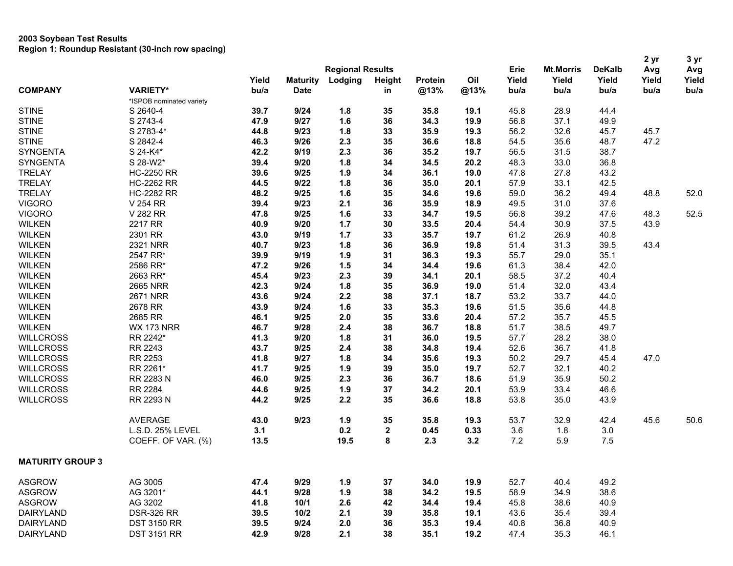**2003 Soybean Test Results**
**Region 1: Roundup Resistant (30-inch row spacing)**

| COMPANY | VARIETY* | Yield bu/a | Maturity Date | Lodging | Height in | Protein @13% | Oil @13% | Erie Yield bu/a | Mt.Morris Yield bu/a | DeKalb Yield bu/a | 2 yr Avg Yield bu/a | 3 yr Avg Yield bu/a |
|---|---|---|---|---|---|---|---|---|---|---|---|---|
| | | Regional Results | | | | | | | | | | |
| | *ISPOB nominated variety | | | | | | | | | | | |
| STINE | S 2640-4 | **39.7** | **9/24** | **1.8** | **35** | **35.8** | **19.1** | 45.8 | 28.9 | 44.4 | | |
| STINE | S 2743-4 | **47.9** | **9/27** | **1.6** | **36** | **34.3** | **19.9** | 56.8 | 37.1 | 49.9 | | |
| STINE | S 2783-4* | **44.8** | **9/23** | **1.8** | **33** | **35.9** | **19.3** | 56.2 | 32.6 | 45.7 | 45.7 | |
| STINE | S 2842-4 | **46.3** | **9/26** | **2.3** | **35** | **36.6** | **18.8** | 54.5 | 35.6 | 48.7 | 47.2 | |
| SYNGENTA | S 24-K4* | **42.2** | **9/19** | **2.3** | **36** | **35.2** | **19.7** | 56.5 | 31.5 | 38.7 | | |
| SYNGENTA | S 28-W2* | **39.4** | **9/20** | **1.8** | **34** | **34.5** | **20.2** | 48.3 | 33.0 | 36.8 | | |
| TRELAY | HC-2250 RR | **39.6** | **9/25** | **1.9** | **34** | **36.1** | **19.0** | 47.8 | 27.8 | 43.2 | | |
| TRELAY | HC-2262 RR | **44.5** | **9/22** | **1.8** | **36** | **35.0** | **20.1** | 57.9 | 33.1 | 42.5 | | |
| TRELAY | HC-2282 RR | **48.2** | **9/25** | **1.6** | **35** | **34.6** | **19.6** | 59.0 | 36.2 | 49.4 | 48.8 | 52.0 |
| VIGORO | V 254 RR | **39.4** | **9/23** | **2.1** | **36** | **35.9** | **18.9** | 49.5 | 31.0 | 37.6 | | |
| VIGORO | V 282 RR | **47.8** | **9/25** | **1.6** | **33** | **34.7** | **19.5** | 56.8 | 39.2 | 47.6 | 48.3 | 52.5 |
| WILKEN | 2217 RR | **40.9** | **9/20** | **1.7** | **30** | **33.5** | **20.4** | 54.4 | 30.9 | 37.5 | 43.9 | |
| WILKEN | 2301 RR | **43.0** | **9/19** | **1.7** | **33** | **35.7** | **19.7** | 61.2 | 26.9 | 40.8 | | |
| WILKEN | 2321 NRR | **40.7** | **9/23** | **1.8** | **36** | **36.9** | **19.8** | 51.4 | 31.3 | 39.5 | 43.4 | |
| WILKEN | 2547 RR* | **39.9** | **9/19** | **1.9** | **31** | **36.3** | **19.3** | 55.7 | 29.0 | 35.1 | | |
| WILKEN | 2586 RR* | **47.2** | **9/26** | **1.5** | **34** | **34.4** | **19.6** | 61.3 | 38.4 | 42.0 | | |
| WILKEN | 2663 RR* | **45.4** | **9/23** | **2.3** | **39** | **34.1** | **20.1** | 58.5 | 37.2 | 40.4 | | |
| WILKEN | 2665 NRR | **42.3** | **9/24** | **1.8** | **35** | **36.9** | **19.0** | 51.4 | 32.0 | 43.4 | | |
| WILKEN | 2671 NRR | **43.6** | **9/24** | **2.2** | **38** | **37.1** | **18.7** | 53.2 | 33.7 | 44.0 | | |
| WILKEN | 2678 RR | **43.9** | **9/24** | **1.6** | **33** | **35.3** | **19.6** | 51.5 | 35.6 | 44.8 | | |
| WILKEN | 2685 RR | **46.1** | **9/25** | **2.0** | **35** | **33.6** | **20.4** | 57.2 | 35.7 | 45.5 | | |
| WILKEN | WX 173 NRR | **46.7** | **9/28** | **2.4** | **38** | **36.7** | **18.8** | 51.7 | 38.5 | 49.7 | | |
| WILLCROSS | RR 2242* | **41.3** | **9/20** | **1.8** | **31** | **36.0** | **19.5** | 57.7 | 28.2 | 38.0 | | |
| WILLCROSS | RR 2243 | **43.7** | **9/25** | **2.4** | **38** | **34.8** | **19.4** | 52.6 | 36.7 | 41.8 | | |
| WILLCROSS | RR 2253 | **41.8** | **9/27** | **1.8** | **34** | **35.6** | **19.3** | 50.2 | 29.7 | 45.4 | 47.0 | |
| WILLCROSS | RR 2261* | **41.7** | **9/25** | **1.9** | **39** | **35.0** | **19.7** | 52.7 | 32.1 | 40.2 | | |
| WILLCROSS | RR 2283 N | **46.0** | **9/25** | **2.3** | **36** | **36.7** | **18.6** | 51.9 | 35.9 | 50.2 | | |
| WILLCROSS | RR 2284 | **44.6** | **9/25** | **1.9** | **37** | **34.2** | **20.1** | 53.9 | 33.4 | 46.6 | | |
| WILLCROSS | RR 2293 N | **44.2** | **9/25** | **2.2** | **35** | **36.6** | **18.8** | 53.8 | 35.0 | 43.9 | | |
| | AVERAGE | **43.0** | **9/23** | **1.9** | **35** | **35.8** | **19.3** | 53.7 | 32.9 | 42.4 | 45.6 | 50.6 |
| | L.S.D. 25% LEVEL | **3.1** | | **0.2** | **2** | **0.45** | **0.33** | 3.6 | 1.8 | 3.0 | | |
| | COEFF. OF VAR. (%) | **13.5** | | **19.5** | **8** | **2.3** | **3.2** | 7.2 | 5.9 | 7.5 | | |
| **MATURITY GROUP 3** | | | | | | | | | | | | |
| ASGROW | AG 3005 | **47.4** | **9/29** | **1.9** | **37** | **34.0** | **19.9** | 52.7 | 40.4 | 49.2 | | |
| ASGROW | AG 3201* | **44.1** | **9/28** | **1.9** | **38** | **34.2** | **19.5** | 58.9 | 34.9 | 38.6 | | |
| ASGROW | AG 3202 | **41.8** | **10/1** | **2.6** | **42** | **34.4** | **19.4** | 45.8 | 38.6 | 40.9 | | |
| DAIRYLAND | DSR-326 RR | **39.5** | **10/2** | **2.1** | **39** | **35.8** | **19.1** | 43.6 | 35.4 | 39.4 | | |
| DAIRYLAND | DST 3150 RR | **39.5** | **9/24** | **2.0** | **36** | **35.3** | **19.4** | 40.8 | 36.8 | 40.9 | | |
| DAIRYLAND | DST 3151 RR | **42.9** | **9/28** | **2.1** | **38** | **35.1** | **19.2** | 47.4 | 35.3 | 46.1 | | |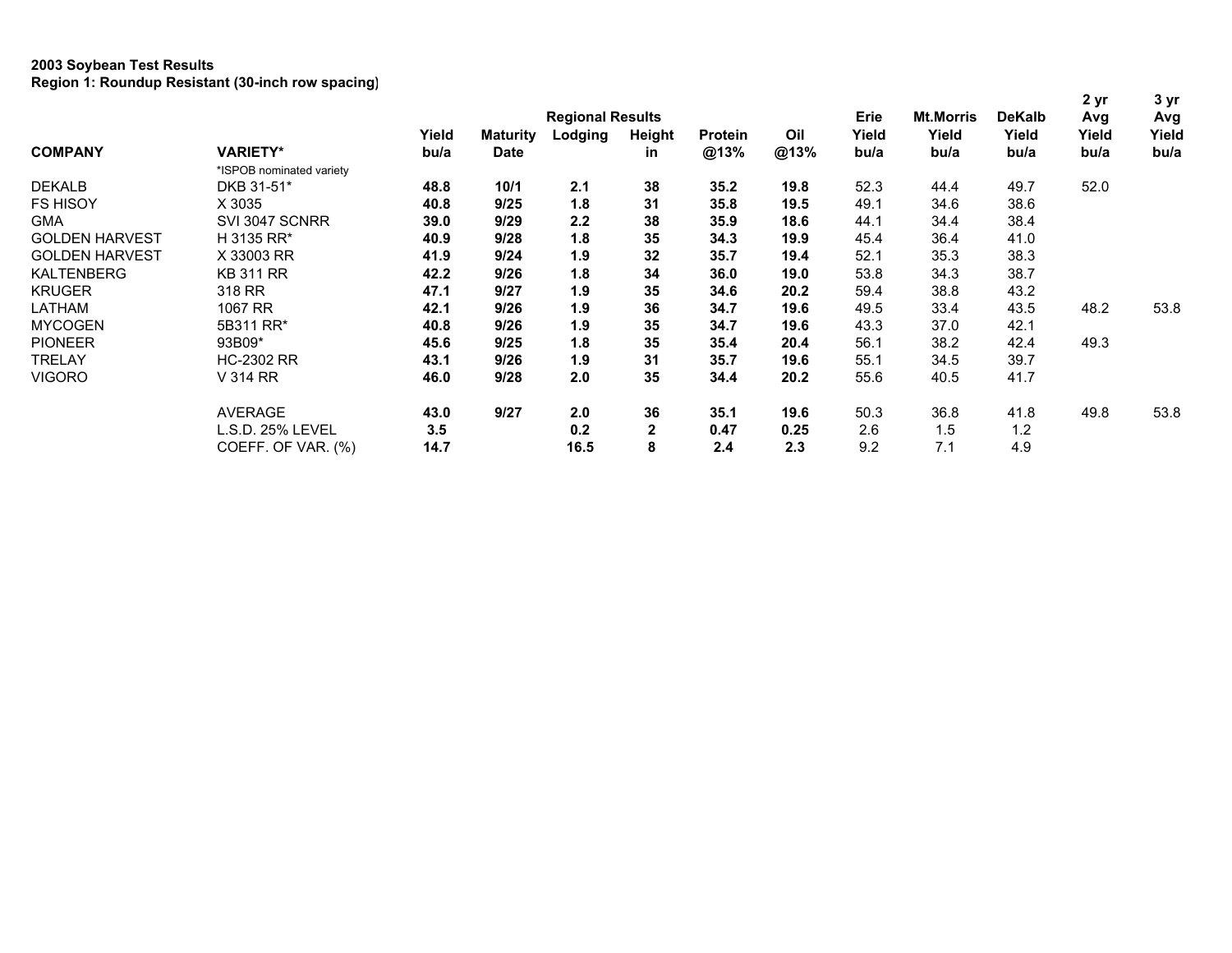**2003 Soybean Test Results**
**Region 1: Roundup Resistant (30-inch row spacing)**

| | | Regional Results | | | | | | Erie | Mt.Morris | DeKalb | 2 yr Avg | 3 yr Avg |
|---|---|---|---|---|---|---|---|---|---|---|---|---|
| **COMPANY** | **VARIETY*** | **Yield bu/a** | **Maturity Date** | **Lodging** | **Height in** | **Protein @13%** | **Oil @13%** | **Yield bu/a** | **Yield bu/a** | **Yield bu/a** | **Yield bu/a** | **Yield bu/a** |
| | *ISPOB nominated variety | | | | | | | | | | | |
| DEKALB | DKB 31-51* | **48.8** | **10/1** | **2.1** | **38** | **35.2** | **19.8** | 52.3 | 44.4 | 49.7 | 52.0 | |
| FS HISOY | X 3035 | **40.8** | **9/25** | **1.8** | **31** | **35.8** | **19.5** | 49.1 | 34.6 | 38.6 | | |
| GMA | SVI 3047 SCNRR | **39.0** | **9/29** | **2.2** | **38** | **35.9** | **18.6** | 44.1 | 34.4 | 38.4 | | |
| GOLDEN HARVEST | H 3135 RR* | **40.9** | **9/28** | **1.8** | **35** | **34.3** | **19.9** | 45.4 | 36.4 | 41.0 | | |
| GOLDEN HARVEST | X 33003 RR | **41.9** | **9/24** | **1.9** | **32** | **35.7** | **19.4** | 52.1 | 35.3 | 38.3 | | |
| KALTENBERG | KB 311 RR | **42.2** | **9/26** | **1.8** | **34** | **36.0** | **19.0** | 53.8 | 34.3 | 38.7 | | |
| KRUGER | 318 RR | **47.1** | **9/27** | **1.9** | **35** | **34.6** | **20.2** | 59.4 | 38.8 | 43.2 | | |
| LATHAM | 1067 RR | **42.1** | **9/26** | **1.9** | **36** | **34.7** | **19.6** | 49.5 | 33.4 | 43.5 | 48.2 | 53.8 |
| MYCOGEN | 5B311 RR* | **40.8** | **9/26** | **1.9** | **35** | **34.7** | **19.6** | 43.3 | 37.0 | 42.1 | | |
| PIONEER | 93B09* | **45.6** | **9/25** | **1.8** | **35** | **35.4** | **20.4** | 56.1 | 38.2 | 42.4 | 49.3 | |
| TRELAY | HC-2302 RR | **43.1** | **9/26** | **1.9** | **31** | **35.7** | **19.6** | 55.1 | 34.5 | 39.7 | | |
| VIGORO | V 314 RR | **46.0** | **9/28** | **2.0** | **35** | **34.4** | **20.2** | 55.6 | 40.5 | 41.7 | | |
| | AVERAGE | **43.0** | **9/27** | **2.0** | **36** | **35.1** | **19.6** | 50.3 | 36.8 | 41.8 | 49.8 | 53.8 |
| | L.S.D. 25% LEVEL | **3.5** | | **0.2** | **2** | **0.47** | **0.25** | 2.6 | 1.5 | 1.2 | | |
| | COEFF. OF VAR. (%) | **14.7** | | **16.5** | **8** | **2.4** | **2.3** | 9.2 | 7.1 | 4.9 | | |